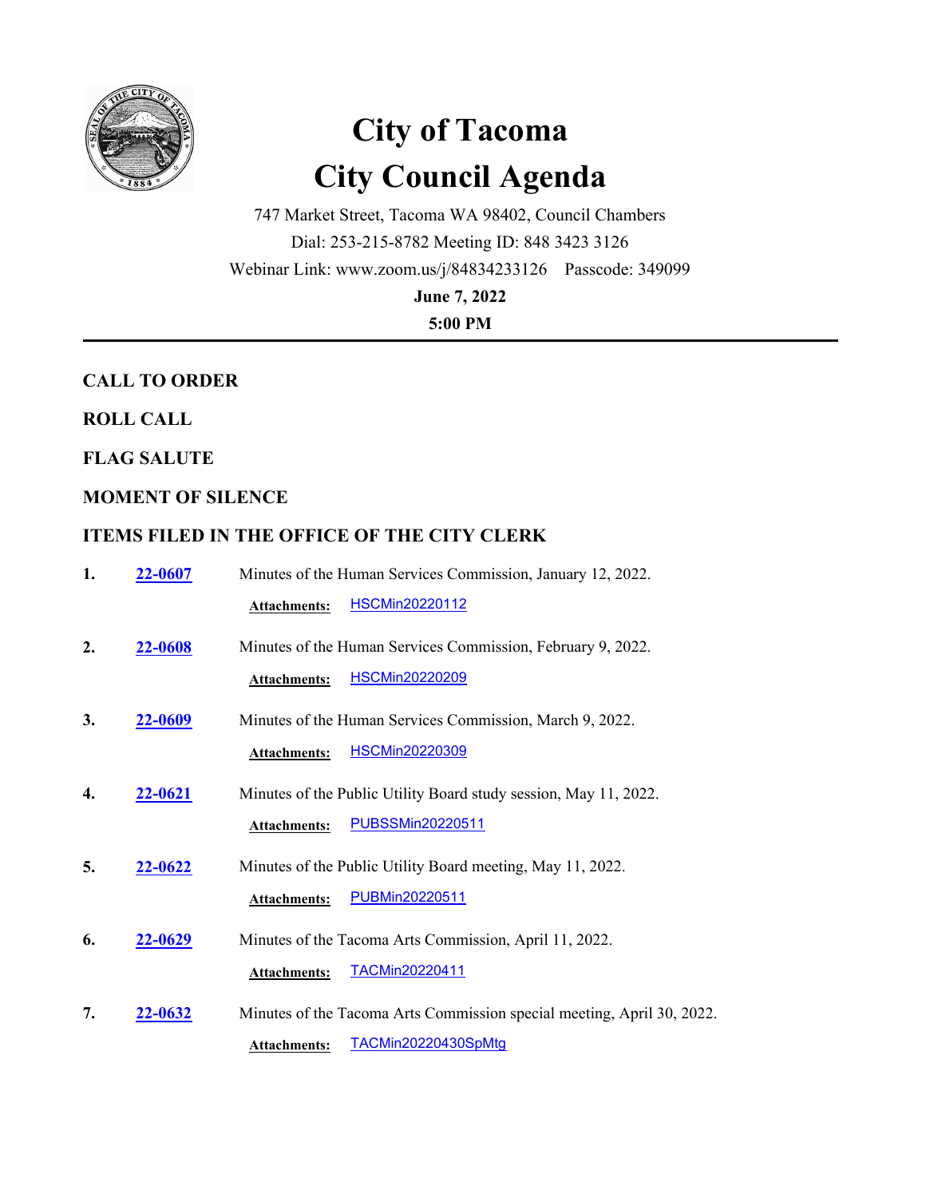# City of Tacoma
# City Council Agenda

747 Market Street, Tacoma WA 98402, Council Chambers

Dial: 253-215-8782 Meeting ID: 848 3423 3126

Webinar Link: www.zoom.us/j/84834233126 Passcode: 349099

**June 7, 2022**

**5:00 PM**

---

## CALL TO ORDER

## ROLL CALL

## FLAG SALUTE

## MOMENT OF SILENCE

## ITEMS FILED IN THE OFFICE OF THE CITY CLERK

1. **22-0607** Minutes of the Human Services Commission, January 12, 2022.

   **Attachments:** HSCMin20220112

2. **22-0608** Minutes of the Human Services Commission, February 9, 2022.

   **Attachments:** HSCMin20220209

3. **22-0609** Minutes of the Human Services Commission, March 9, 2022.

   **Attachments:** HSCMin20220309

4. **22-0621** Minutes of the Public Utility Board study session, May 11, 2022.

   **Attachments:** PUBSSMin20220511

5. **22-0622** Minutes of the Public Utility Board meeting, May 11, 2022.

   **Attachments:** PUBMin20220511

6. **22-0629** Minutes of the Tacoma Arts Commission, April 11, 2022.

   **Attachments:** TACMin20220411

7. **22-0632** Minutes of the Tacoma Arts Commission special meeting, April 30, 2022.

   **Attachments:** TACMin20220430SpMtg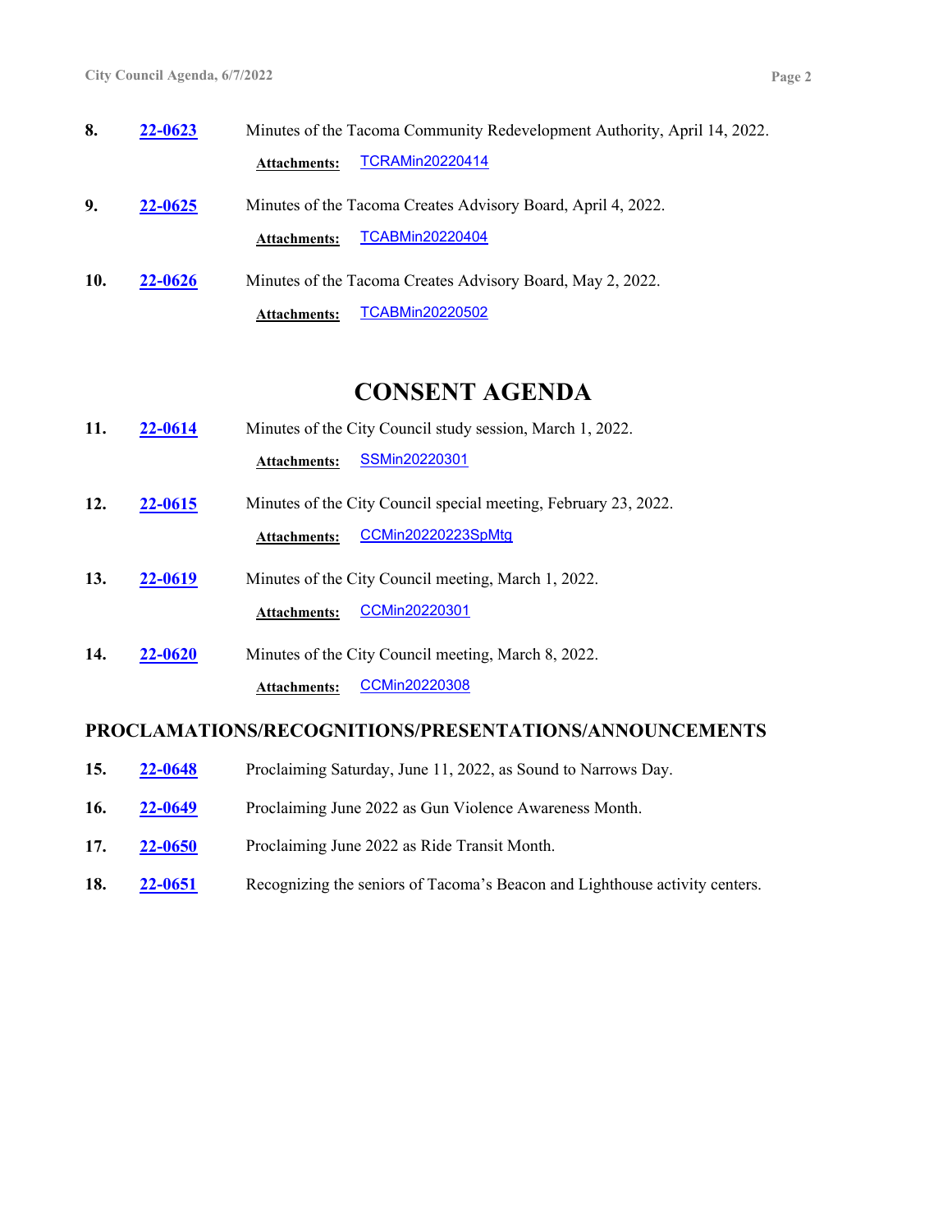**8.** **22-0623** Minutes of the Tacoma Community Redevelopment Authority, April 14, 2022.

**Attachments:** TCRAMin20220414

**9.** **22-0625** Minutes of the Tacoma Creates Advisory Board, April 4, 2022.

**Attachments:** TCABMin20220404

**10.** **22-0626** Minutes of the Tacoma Creates Advisory Board, May 2, 2022.

**Attachments:** TCABMin20220502

# CONSENT AGENDA

**11.** **22-0614** Minutes of the City Council study session, March 1, 2022.

**Attachments:** SSMin20220301

**12.** **22-0615** Minutes of the City Council special meeting, February 23, 2022.

**Attachments:** CCMin20220223SpMtg

**13.** **22-0619** Minutes of the City Council meeting, March 1, 2022.

**Attachments:** CCMin20220301

**14.** **22-0620** Minutes of the City Council meeting, March 8, 2022.

**Attachments:** CCMin20220308

## PROCLAMATIONS/RECOGNITIONS/PRESENTATIONS/ANNOUNCEMENTS

**15.** **22-0648** Proclaiming Saturday, June 11, 2022, as Sound to Narrows Day.

**16.** **22-0649** Proclaiming June 2022 as Gun Violence Awareness Month.

**17.** **22-0650** Proclaiming June 2022 as Ride Transit Month.

**18.** **22-0651** Recognizing the seniors of Tacoma's Beacon and Lighthouse activity centers.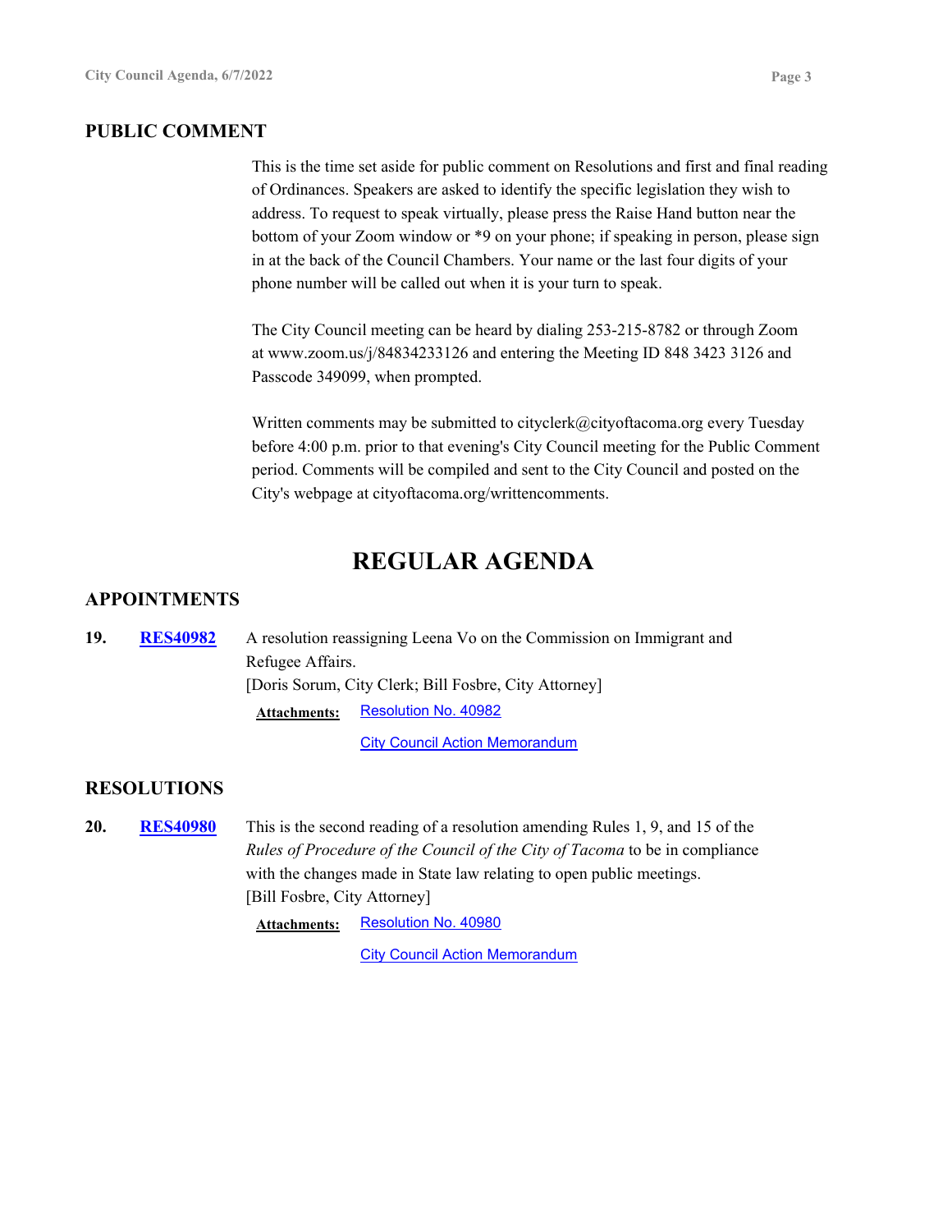## PUBLIC COMMENT

This is the time set aside for public comment on Resolutions and first and final reading of Ordinances. Speakers are asked to identify the specific legislation they wish to address. To request to speak virtually, please press the Raise Hand button near the bottom of your Zoom window or *9 on your phone; if speaking in person, please sign in at the back of the Council Chambers. Your name or the last four digits of your phone number will be called out when it is your turn to speak.

The City Council meeting can be heard by dialing 253-215-8782 or through Zoom at www.zoom.us/j/84834233126 and entering the Meeting ID 848 3423 3126 and Passcode 349099, when prompted.

Written comments may be submitted to cityclerk@cityoftacoma.org every Tuesday before 4:00 p.m. prior to that evening's City Council meeting for the Public Comment period. Comments will be compiled and sent to the City Council and posted on the City's webpage at cityoftacoma.org/writtencomments.

# REGULAR AGENDA

## APPOINTMENTS

**19. RES40982** A resolution reassigning Leena Vo on the Commission on Immigrant and Refugee Affairs.
[Doris Sorum, City Clerk; Bill Fosbre, City Attorney]

**Attachments:** Resolution No. 40982
City Council Action Memorandum

## RESOLUTIONS

**20. RES40980** This is the second reading of a resolution amending Rules 1, 9, and 15 of the *Rules of Procedure of the Council of the City of Tacoma* to be in compliance with the changes made in State law relating to open public meetings.
[Bill Fosbre, City Attorney]

**Attachments:** Resolution No. 40980
City Council Action Memorandum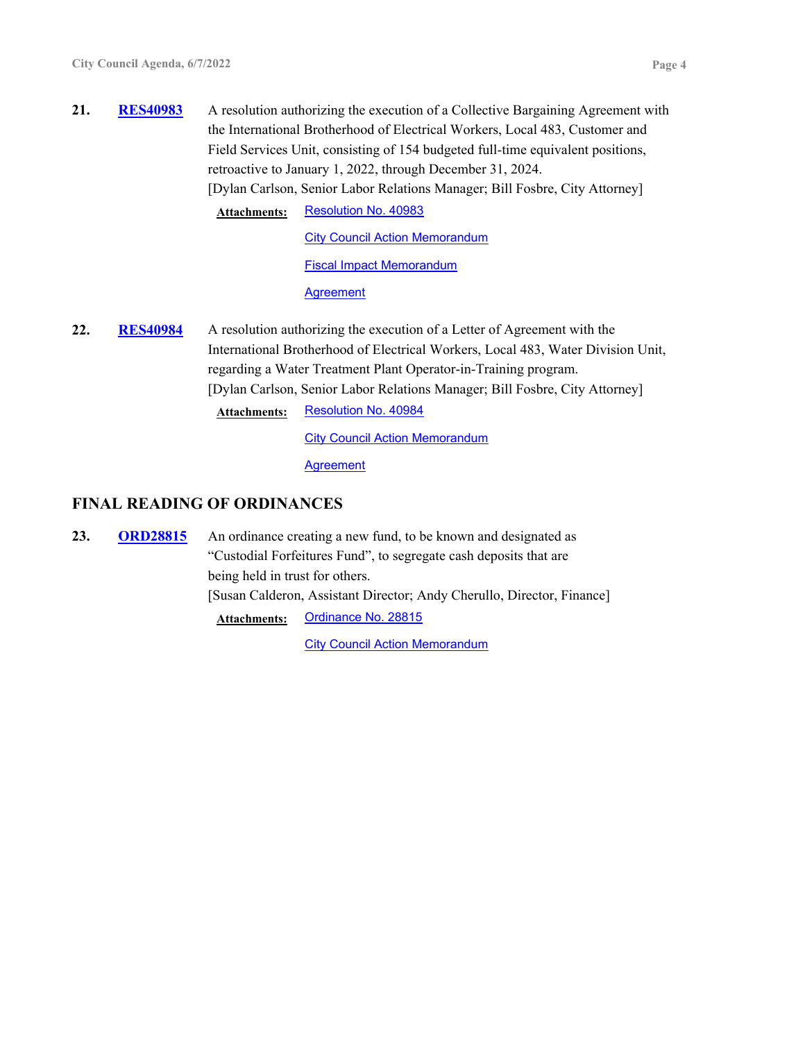**21.** **RES40983** A resolution authorizing the execution of a Collective Bargaining Agreement with the International Brotherhood of Electrical Workers, Local 483, Customer and Field Services Unit, consisting of 154 budgeted full-time equivalent positions, retroactive to January 1, 2022, through December 31, 2024.
[Dylan Carlson, Senior Labor Relations Manager; Bill Fosbre, City Attorney]

**Attachments:** Resolution No. 40983
City Council Action Memorandum
Fiscal Impact Memorandum
Agreement

**22.** **RES40984** A resolution authorizing the execution of a Letter of Agreement with the International Brotherhood of Electrical Workers, Local 483, Water Division Unit, regarding a Water Treatment Plant Operator-in-Training program.
[Dylan Carlson, Senior Labor Relations Manager; Bill Fosbre, City Attorney]

**Attachments:** Resolution No. 40984
City Council Action Memorandum
Agreement

## FINAL READING OF ORDINANCES

**23.** **ORD28815** An ordinance creating a new fund, to be known and designated as "Custodial Forfeitures Fund", to segregate cash deposits that are being held in trust for others.
[Susan Calderon, Assistant Director; Andy Cherullo, Director, Finance]

**Attachments:** Ordinance No. 28815
City Council Action Memorandum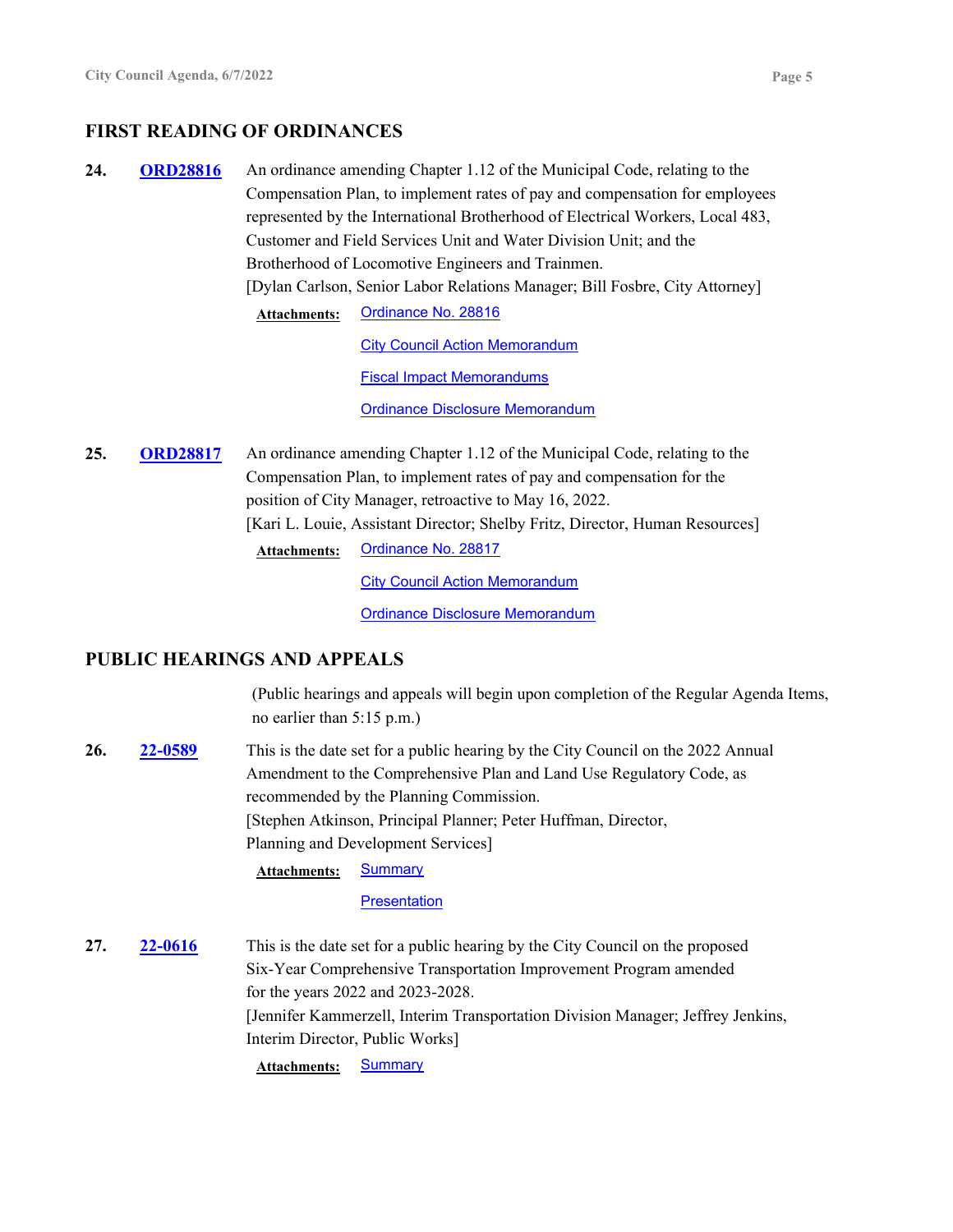## FIRST READING OF ORDINANCES

**24.** **ORD28816** An ordinance amending Chapter 1.12 of the Municipal Code, relating to the Compensation Plan, to implement rates of pay and compensation for employees represented by the International Brotherhood of Electrical Workers, Local 483, Customer and Field Services Unit and Water Division Unit; and the Brotherhood of Locomotive Engineers and Trainmen.
[Dylan Carlson, Senior Labor Relations Manager; Bill Fosbre, City Attorney]

**Attachments:** Ordinance No. 28816
City Council Action Memorandum
Fiscal Impact Memorandums
Ordinance Disclosure Memorandum

**25.** **ORD28817** An ordinance amending Chapter 1.12 of the Municipal Code, relating to the Compensation Plan, to implement rates of pay and compensation for the position of City Manager, retroactive to May 16, 2022.
[Kari L. Louie, Assistant Director; Shelby Fritz, Director, Human Resources]

**Attachments:** Ordinance No. 28817
City Council Action Memorandum
Ordinance Disclosure Memorandum

## PUBLIC HEARINGS AND APPEALS

(Public hearings and appeals will begin upon completion of the Regular Agenda Items, no earlier than 5:15 p.m.)

**26.** **22-0589** This is the date set for a public hearing by the City Council on the 2022 Annual Amendment to the Comprehensive Plan and Land Use Regulatory Code, as recommended by the Planning Commission.
[Stephen Atkinson, Principal Planner; Peter Huffman, Director, Planning and Development Services]

**Attachments:** Summary
Presentation

**27.** **22-0616** This is the date set for a public hearing by the City Council on the proposed Six-Year Comprehensive Transportation Improvement Program amended for the years 2022 and 2023-2028.
[Jennifer Kammerzell, Interim Transportation Division Manager; Jeffrey Jenkins, Interim Director, Public Works]

**Attachments:** Summary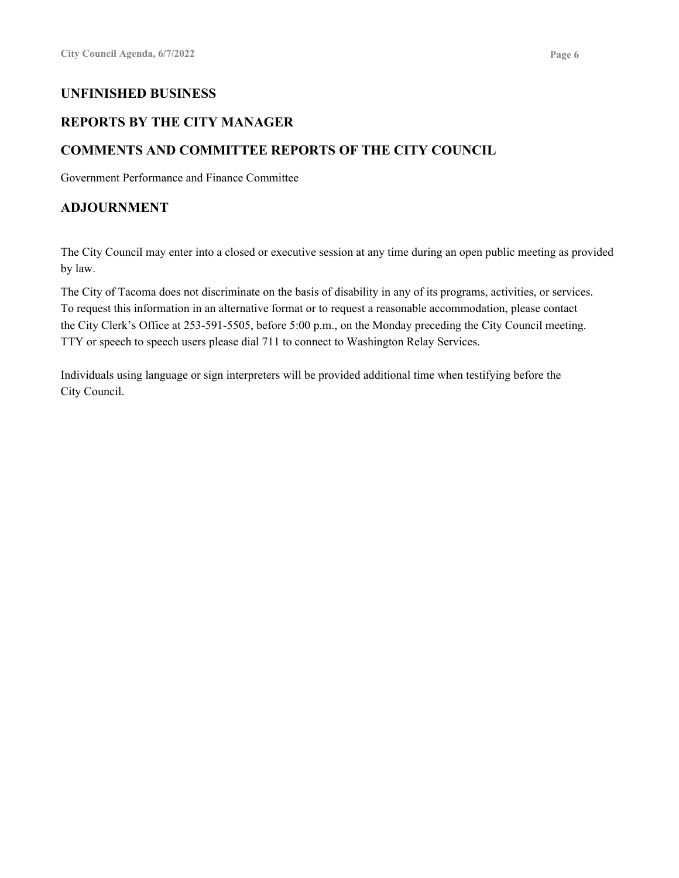## UNFINISHED BUSINESS

## REPORTS BY THE CITY MANAGER

## COMMENTS AND COMMITTEE REPORTS OF THE CITY COUNCIL

Government Performance and Finance Committee

## ADJOURNMENT

The City Council may enter into a closed or executive session at any time during an open public meeting as provided by law.

The City of Tacoma does not discriminate on the basis of disability in any of its programs, activities, or services. To request this information in an alternative format or to request a reasonable accommodation, please contact the City Clerk's Office at 253-591-5505, before 5:00 p.m., on the Monday preceding the City Council meeting. TTY or speech to speech users please dial 711 to connect to Washington Relay Services.

Individuals using language or sign interpreters will be provided additional time when testifying before the City Council.